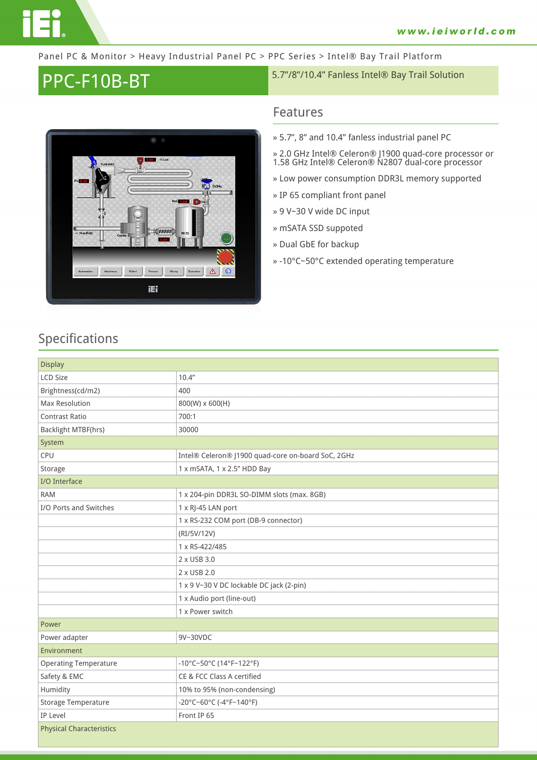Panel PC & Monitor > Heavy Industrial Panel PC > PPC Series > Intel® Bay Trail Platform

# PPC-F10B-BT

5.7"/8"/10.4" Fanless Intel® Bay Trail Solution

## Features

» 5.7", 8" and 10.4" fanless industrial panel PC

» 2.0 GHz Intel® Celeron® J1900 quad-core processor or 1.58 GHz Intel® Celeron® N2807 dual-core processor

» Low power consumption DDR3L memory supported

» IP 65 compliant front panel

» 9 V~30 V wide DC input

» mSATA SSD suppoted

» Dual GbE for backup

» -10°C~50°C extended operating temperature

## Specifications

| Display | |
|---|---|
| LCD Size | 10.4" |
| Brightness(cd/m2) | 400 |
| Max Resolution | 800(W) x 600(H) |
| Contrast Ratio | 700:1 |
| Backlight MTBF(hrs) | 30000 |
| **System** | |
| CPU | Intel® Celeron® J1900 quad-core on-board SoC, 2GHz |
| Storage | 1 x mSATA, 1 x 2.5" HDD Bay |
| **I/O Interface** | |
| RAM | 1 x 204-pin DDR3L SO-DIMM slots (max. 8GB) |
| I/O Ports and Switches | 1 x RJ-45 LAN port |
| | 1 x RS-232 COM port (DB-9 connector) |
| | (RI/5V/12V) |
| | 1 x RS-422/485 |
| | 2 x USB 3.0 |
| | 2 x USB 2.0 |
| | 1 x 9 V~30 V DC lockable DC jack (2-pin) |
| | 1 x Audio port (line-out) |
| | 1 x Power switch |
| **Power** | |
| Power adapter | 9V~30VDC |
| **Environment** | |
| Operating Temperature | -10°C~50°C (14°F~122°F) |
| Safety & EMC | CE & FCC Class A certified |
| Humidity | 10% to 95% (non-condensing) |
| Storage Temperature | -20°C~60°C (-4°F~140°F) |
| IP Level | Front IP 65 |
| **Physical Characteristics** | |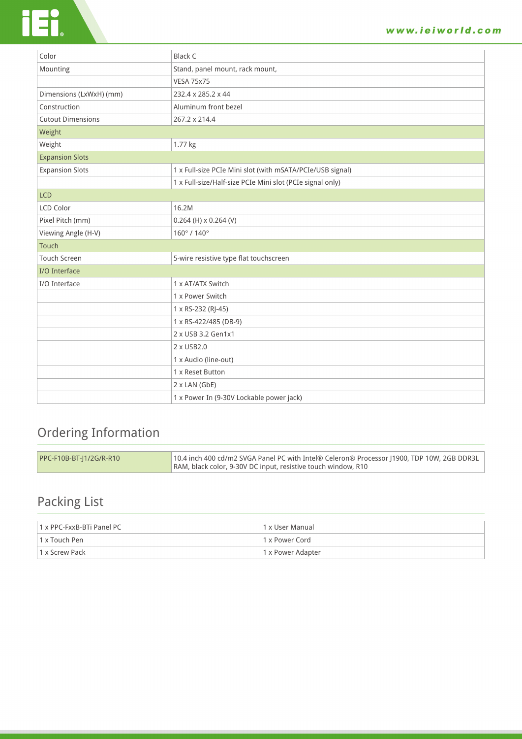| | |
|---|---|
| Color | Black C |
| Mounting | Stand, panel mount, rack mount, |
| | VESA 75x75 |
| Dimensions (LxWxH) (mm) | 232.4 x 285.2 x 44 |
| Construction | Aluminum front bezel |
| Cutout Dimensions | 267.2 x 214.4 |
| **Weight** | |
| Weight | 1.77 kg |
| **Expansion Slots** | |
| Expansion Slots | 1 x Full-size PCIe Mini slot (with mSATA/PCIe/USB signal) |
| | 1 x Full-size/Half-size PCIe Mini slot (PCIe signal only) |
| **LCD** | |
| LCD Color | 16.2M |
| Pixel Pitch (mm) | 0.264 (H) x 0.264 (V) |
| Viewing Angle (H-V) | 160° / 140° |
| **Touch** | |
| Touch Screen | 5-wire resistive type flat touchscreen |
| **I/O Interface** | |
| I/O Interface | 1 x AT/ATX Switch |
| | 1 x Power Switch |
| | 1 x RS-232 (RJ-45) |
| | 1 x RS-422/485 (DB-9) |
| | 2 x USB 3.2 Gen1x1 |
| | 2 x USB2.0 |
| | 1 x Audio (line-out) |
| | 1 x Reset Button |
| | 2 x LAN (GbE) |
| | 1 x Power In (9-30V Lockable power jack) |

## Ordering Information

| | |
|---|---|
| PPC-F10B-BT-J1/2G/R-R10 | 10.4 inch 400 cd/m2 SVGA Panel PC with Intel® Celeron® Processor J1900, TDP 10W, 2GB DDR3L RAM, black color, 9-30V DC input, resistive touch window, R10 |

## Packing List

| | |
|---|---|
| 1 x PPC-FxxB-BTi Panel PC | 1 x User Manual |
| 1 x Touch Pen | 1 x Power Cord |
| 1 x Screw Pack | 1 x Power Adapter |